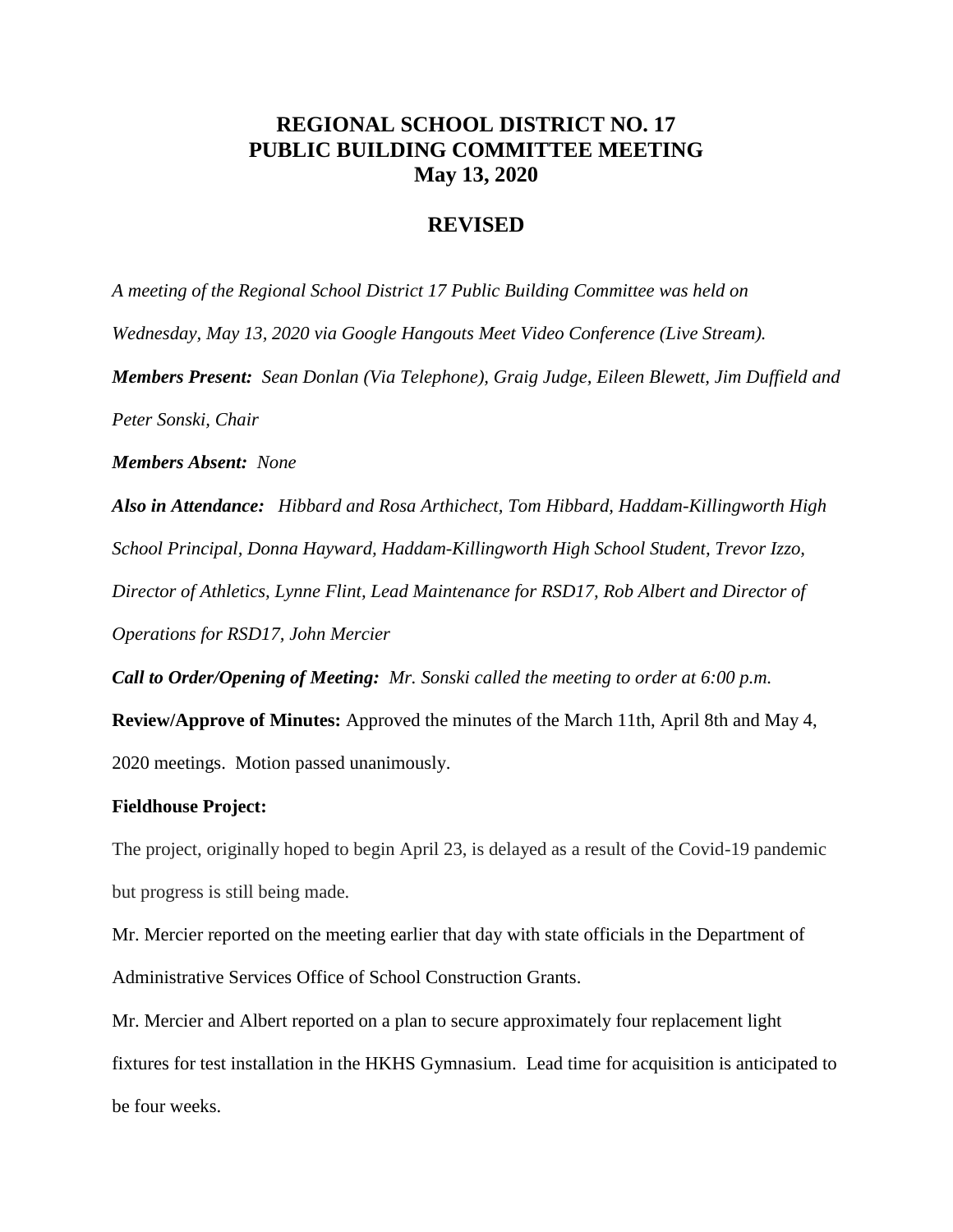# REGIONAL SCHOOL DISTRICT NO. 17
# PUBLIC BUILDING COMMITTEE MEETING
# May 13, 2020

## REVISED

*A meeting of the Regional School District 17 Public Building Committee was held on Wednesday, May 13, 2020 via Google Hangouts Meet Video Conference (Live Stream).*

***Members Present:** Sean Donlan (Via Telephone), Graig Judge, Eileen Blewett, Jim Duffield and Peter Sonski, Chair*

***Members Absent:** None*

***Also in Attendance:** Hibbard and Rosa Arthichect, Tom Hibbard, Haddam-Killingworth High School Principal, Donna Hayward, Haddam-Killingworth High School Student, Trevor Izzo, Director of Athletics, Lynne Flint, Lead Maintenance for RSD17, Rob Albert and Director of Operations for RSD17, John Mercier*

***Call to Order/Opening of Meeting:** Mr. Sonski called the meeting to order at 6:00 p.m.*

**Review/Approve of Minutes:** Approved the minutes of the March 11th, April 8th and May 4, 2020 meetings. Motion passed unanimously.

**Fieldhouse Project:**

The project, originally hoped to begin April 23, is delayed as a result of the Covid-19 pandemic but progress is still being made.

Mr. Mercier reported on the meeting earlier that day with state officials in the Department of Administrative Services Office of School Construction Grants.

Mr. Mercier and Albert reported on a plan to secure approximately four replacement light fixtures for test installation in the HKHS Gymnasium. Lead time for acquisition is anticipated to be four weeks.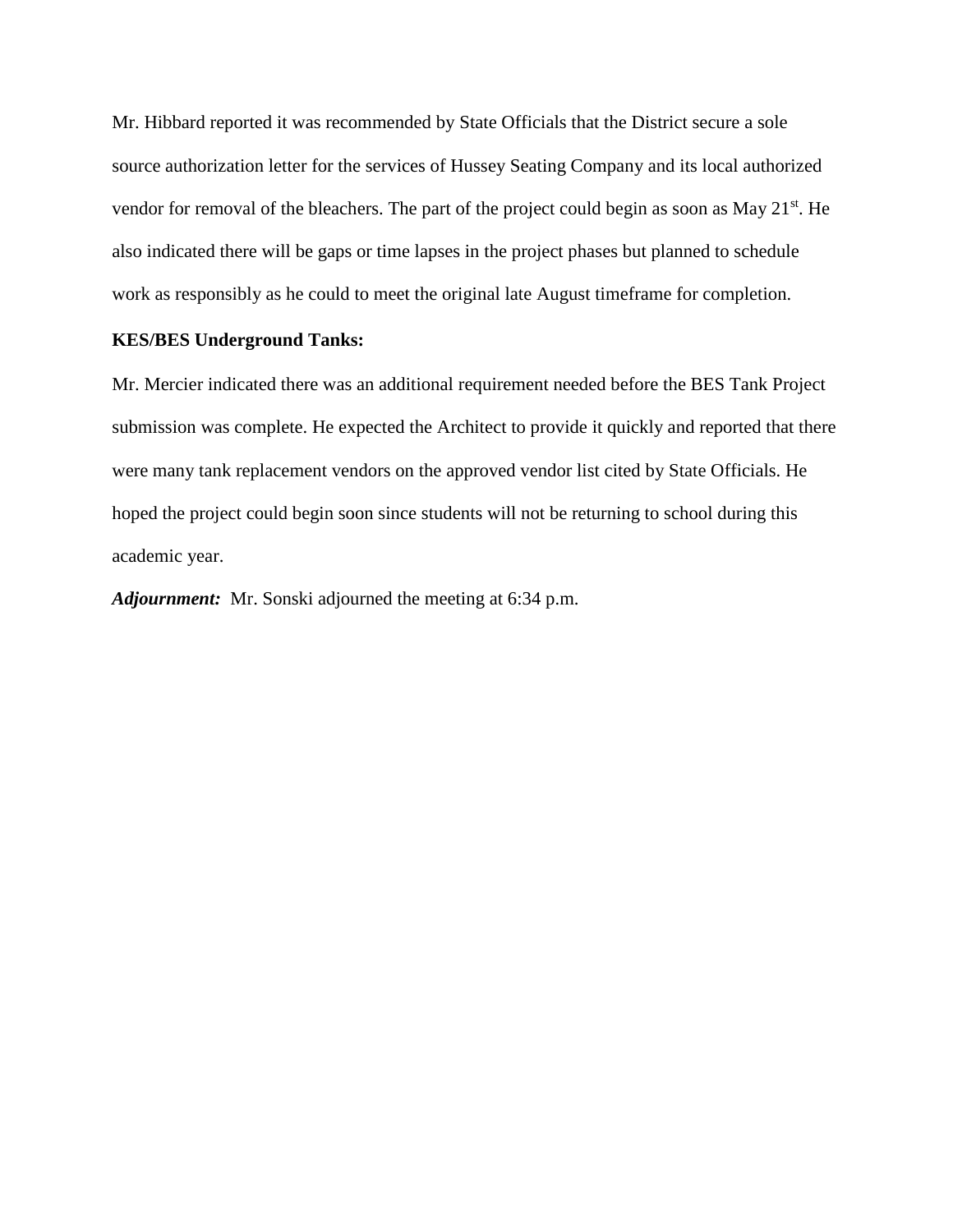Mr. Hibbard reported it was recommended by State Officials that the District secure a sole source authorization letter for the services of Hussey Seating Company and its local authorized vendor for removal of the bleachers. The part of the project could begin as soon as May 21st. He also indicated there will be gaps or time lapses in the project phases but planned to schedule work as responsibly as he could to meet the original late August timeframe for completion.

**KES/BES Underground Tanks:**

Mr. Mercier indicated there was an additional requirement needed before the BES Tank Project submission was complete. He expected the Architect to provide it quickly and reported that there were many tank replacement vendors on the approved vendor list cited by State Officials. He hoped the project could begin soon since students will not be returning to school during this academic year.

***Adjournment:*** Mr. Sonski adjourned the meeting at 6:34 p.m.